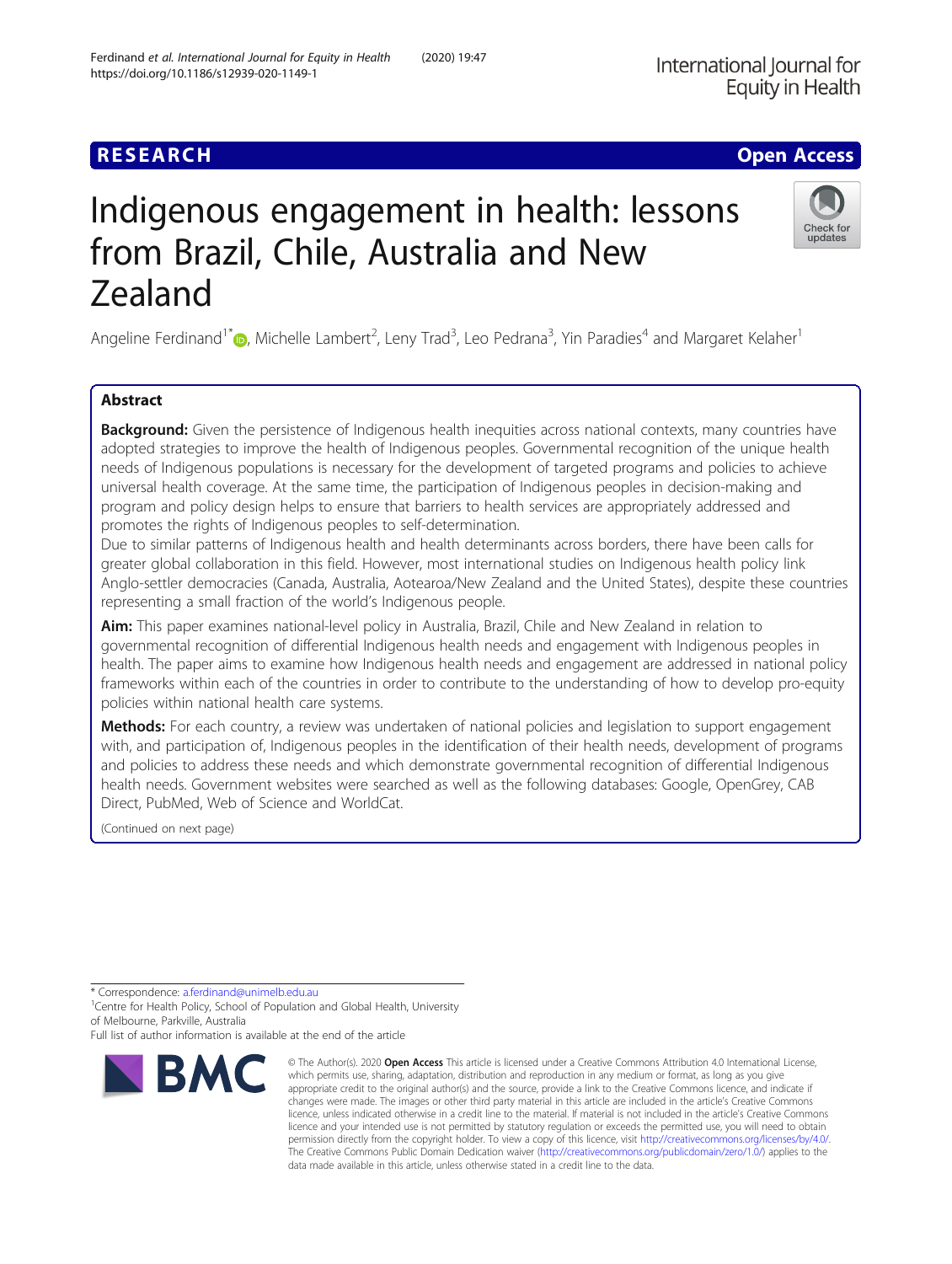RESEARCH Open Access

# Indigenous engagement in health: lessons from Brazil, Chile, Australia and New Zealand

Angeline Ferdinand[1*], Michelle Lambert[2], Leny Trad[3], Leo Pedrana[3], Yin Paradies[4] and Margaret Kelaher[1]

## Abstract

**Background:** Given the persistence of Indigenous health inequities across national contexts, many countries have adopted strategies to improve the health of Indigenous peoples. Governmental recognition of the unique health needs of Indigenous populations is necessary for the development of targeted programs and policies to achieve universal health coverage. At the same time, the participation of Indigenous peoples in decision-making and program and policy design helps to ensure that barriers to health services are appropriately addressed and promotes the rights of Indigenous peoples to self-determination.

Due to similar patterns of Indigenous health and health determinants across borders, there have been calls for greater global collaboration in this field. However, most international studies on Indigenous health policy link Anglo-settler democracies (Canada, Australia, Aotearoa/New Zealand and the United States), despite these countries representing a small fraction of the world's Indigenous people.

**Aim:** This paper examines national-level policy in Australia, Brazil, Chile and New Zealand in relation to governmental recognition of differential Indigenous health needs and engagement with Indigenous peoples in health. The paper aims to examine how Indigenous health needs and engagement are addressed in national policy frameworks within each of the countries in order to contribute to the understanding of how to develop pro-equity policies within national health care systems.

**Methods:** For each country, a review was undertaken of national policies and legislation to support engagement with, and participation of, Indigenous peoples in the identification of their health needs, development of programs and policies to address these needs and which demonstrate governmental recognition of differential Indigenous health needs. Government websites were searched as well as the following databases: Google, OpenGrey, CAB Direct, PubMed, Web of Science and WorldCat.

(Continued on next page)

* Correspondence: a.ferdinand@unimelb.edu.au
[1]Centre for Health Policy, School of Population and Global Health, University of Melbourne, Parkville, Australia
Full list of author information is available at the end of the article

© The Author(s). 2020 **Open Access** This article is licensed under a Creative Commons Attribution 4.0 International License, which permits use, sharing, adaptation, distribution and reproduction in any medium or format, as long as you give appropriate credit to the original author(s) and the source, provide a link to the Creative Commons licence, and indicate if changes were made. The images or other third party material in this article are included in the article's Creative Commons licence, unless indicated otherwise in a credit line to the material. If material is not included in the article's Creative Commons licence and your intended use is not permitted by statutory regulation or exceeds the permitted use, you will need to obtain permission directly from the copyright holder. To view a copy of this licence, visit http://creativecommons.org/licenses/by/4.0/. The Creative Commons Public Domain Dedication waiver (http://creativecommons.org/publicdomain/zero/1.0/) applies to the data made available in this article, unless otherwise stated in a credit line to the data.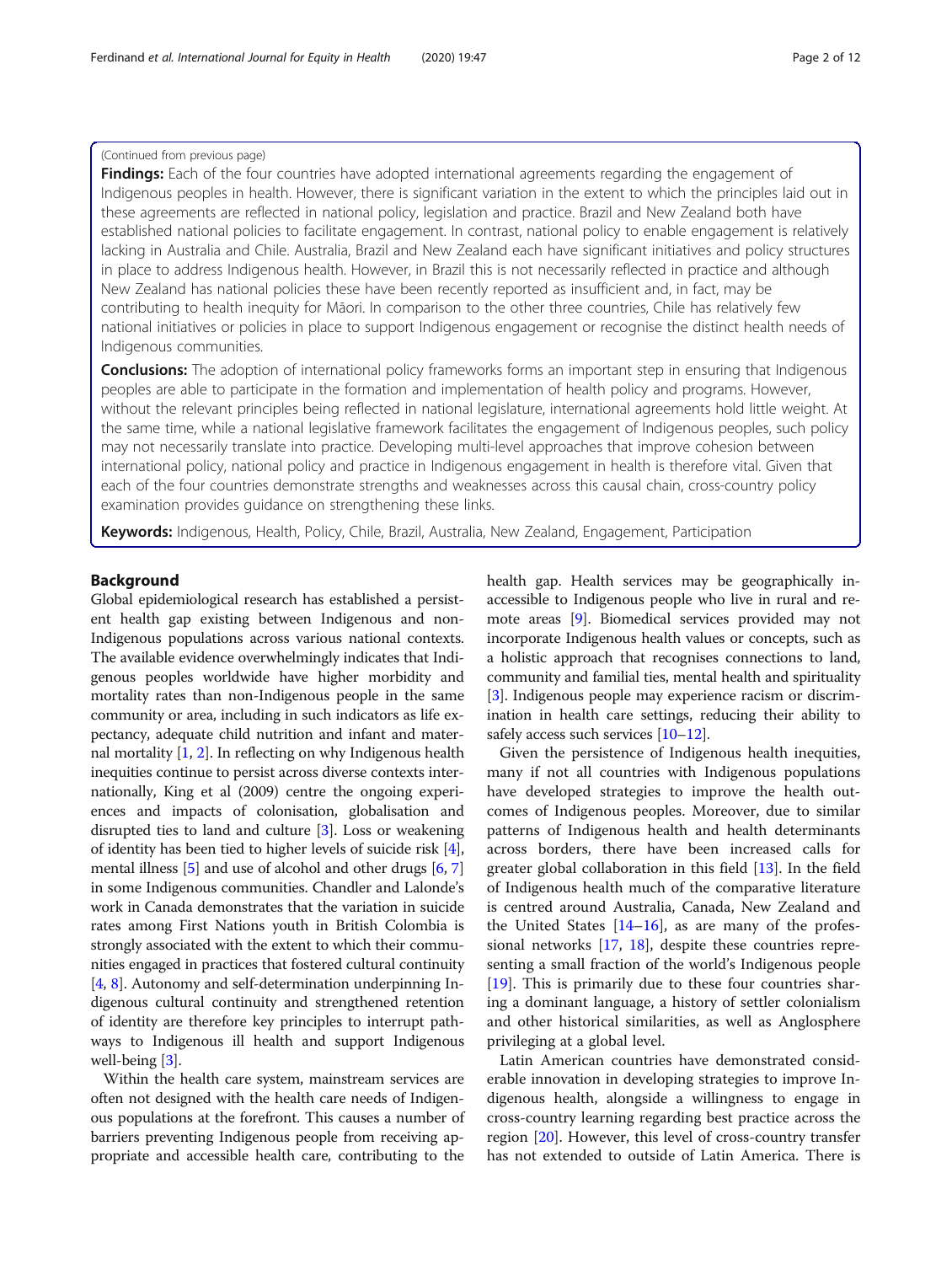(Continued from previous page)

**Findings:** Each of the four countries have adopted international agreements regarding the engagement of Indigenous peoples in health. However, there is significant variation in the extent to which the principles laid out in these agreements are reflected in national policy, legislation and practice. Brazil and New Zealand both have established national policies to facilitate engagement. In contrast, national policy to enable engagement is relatively lacking in Australia and Chile. Australia, Brazil and New Zealand each have significant initiatives and policy structures in place to address Indigenous health. However, in Brazil this is not necessarily reflected in practice and although New Zealand has national policies these have been recently reported as insufficient and, in fact, may be contributing to health inequity for Māori. In comparison to the other three countries, Chile has relatively few national initiatives or policies in place to support Indigenous engagement or recognise the distinct health needs of Indigenous communities.

**Conclusions:** The adoption of international policy frameworks forms an important step in ensuring that Indigenous peoples are able to participate in the formation and implementation of health policy and programs. However, without the relevant principles being reflected in national legislature, international agreements hold little weight. At the same time, while a national legislative framework facilitates the engagement of Indigenous peoples, such policy may not necessarily translate into practice. Developing multi-level approaches that improve cohesion between international policy, national policy and practice in Indigenous engagement in health is therefore vital. Given that each of the four countries demonstrate strengths and weaknesses across this causal chain, cross-country policy examination provides guidance on strengthening these links.

**Keywords:** Indigenous, Health, Policy, Chile, Brazil, Australia, New Zealand, Engagement, Participation

## Background

Global epidemiological research has established a persistent health gap existing between Indigenous and non-Indigenous populations across various national contexts. The available evidence overwhelmingly indicates that Indigenous peoples worldwide have higher morbidity and mortality rates than non-Indigenous people in the same community or area, including in such indicators as life expectancy, adequate child nutrition and infant and maternal mortality [1, 2]. In reflecting on why Indigenous health inequities continue to persist across diverse contexts internationally, King et al (2009) centre the ongoing experiences and impacts of colonisation, globalisation and disrupted ties to land and culture [3]. Loss or weakening of identity has been tied to higher levels of suicide risk [4], mental illness [5] and use of alcohol and other drugs [6, 7] in some Indigenous communities. Chandler and Lalonde's work in Canada demonstrates that the variation in suicide rates among First Nations youth in British Colombia is strongly associated with the extent to which their communities engaged in practices that fostered cultural continuity [4, 8]. Autonomy and self-determination underpinning Indigenous cultural continuity and strengthened retention of identity are therefore key principles to interrupt pathways to Indigenous ill health and support Indigenous well-being [3].

Within the health care system, mainstream services are often not designed with the health care needs of Indigenous populations at the forefront. This causes a number of barriers preventing Indigenous people from receiving appropriate and accessible health care, contributing to the health gap. Health services may be geographically inaccessible to Indigenous people who live in rural and remote areas [9]. Biomedical services provided may not incorporate Indigenous health values or concepts, such as a holistic approach that recognises connections to land, community and familial ties, mental health and spirituality [3]. Indigenous people may experience racism or discrimination in health care settings, reducing their ability to safely access such services [10–12].

Given the persistence of Indigenous health inequities, many if not all countries with Indigenous populations have developed strategies to improve the health outcomes of Indigenous peoples. Moreover, due to similar patterns of Indigenous health and health determinants across borders, there have been increased calls for greater global collaboration in this field [13]. In the field of Indigenous health much of the comparative literature is centred around Australia, Canada, New Zealand and the United States [14–16], as are many of the professional networks [17, 18], despite these countries representing a small fraction of the world's Indigenous people [19]. This is primarily due to these four countries sharing a dominant language, a history of settler colonialism and other historical similarities, as well as Anglosphere privileging at a global level.

Latin American countries have demonstrated considerable innovation in developing strategies to improve Indigenous health, alongside a willingness to engage in cross-country learning regarding best practice across the region [20]. However, this level of cross-country transfer has not extended to outside of Latin America. There is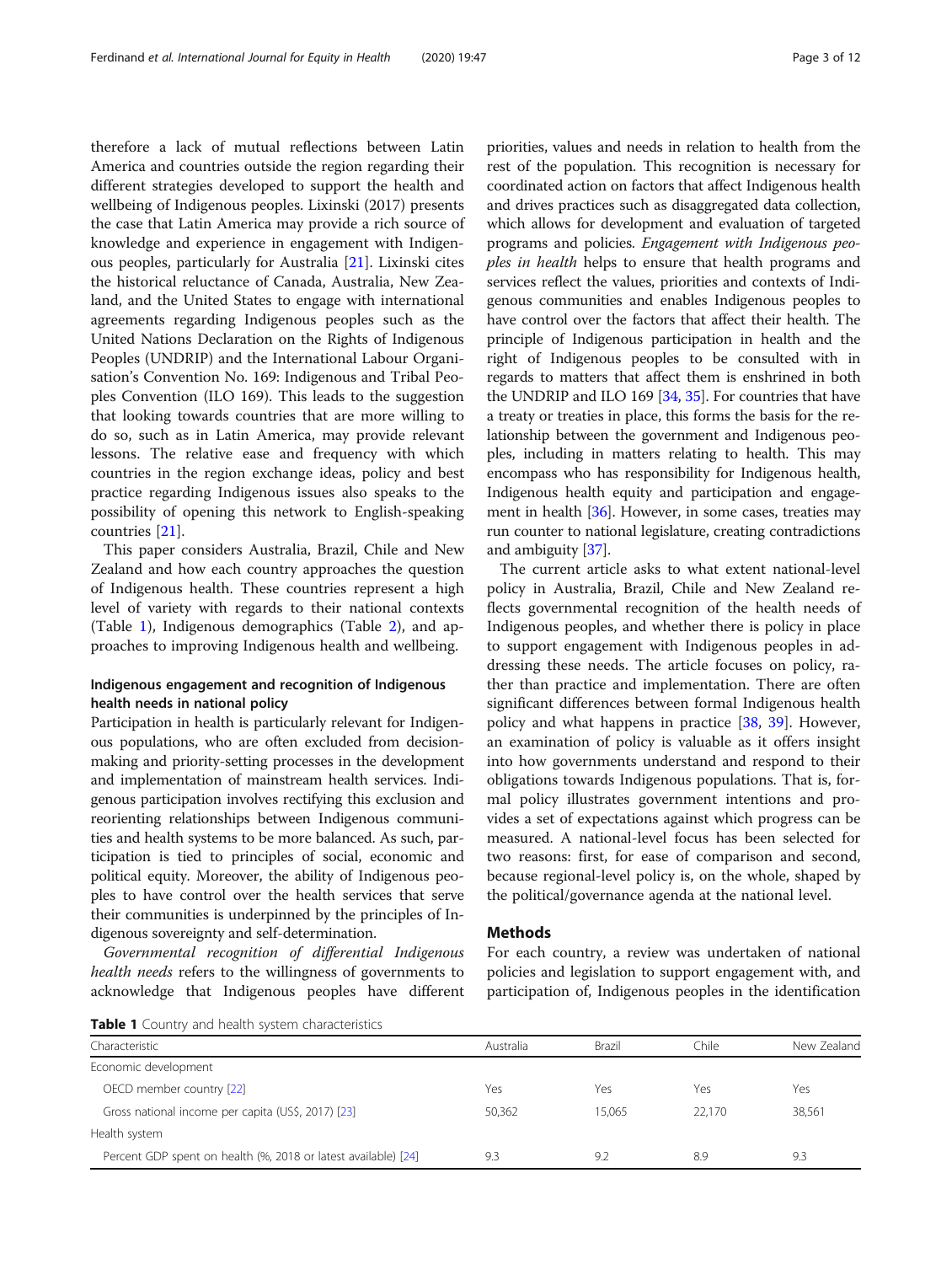therefore a lack of mutual reflections between Latin America and countries outside the region regarding their different strategies developed to support the health and wellbeing of Indigenous peoples. Lixinski (2017) presents the case that Latin America may provide a rich source of knowledge and experience in engagement with Indigenous peoples, particularly for Australia [21]. Lixinski cites the historical reluctance of Canada, Australia, New Zealand, and the United States to engage with international agreements regarding Indigenous peoples such as the United Nations Declaration on the Rights of Indigenous Peoples (UNDRIP) and the International Labour Organisation's Convention No. 169: Indigenous and Tribal Peoples Convention (ILO 169). This leads to the suggestion that looking towards countries that are more willing to do so, such as in Latin America, may provide relevant lessons. The relative ease and frequency with which countries in the region exchange ideas, policy and best practice regarding Indigenous issues also speaks to the possibility of opening this network to English-speaking countries [21].

This paper considers Australia, Brazil, Chile and New Zealand and how each country approaches the question of Indigenous health. These countries represent a high level of variety with regards to their national contexts (Table 1), Indigenous demographics (Table 2), and approaches to improving Indigenous health and wellbeing.

### Indigenous engagement and recognition of Indigenous health needs in national policy

Participation in health is particularly relevant for Indigenous populations, who are often excluded from decision-making and priority-setting processes in the development and implementation of mainstream health services. Indigenous participation involves rectifying this exclusion and reorienting relationships between Indigenous communities and health systems to be more balanced. As such, participation is tied to principles of social, economic and political equity. Moreover, the ability of Indigenous peoples to have control over the health services that serve their communities is underpinned by the principles of Indigenous sovereignty and self-determination.

*Governmental recognition of differential Indigenous health needs* refers to the willingness of governments to acknowledge that Indigenous peoples have different priorities, values and needs in relation to health from the rest of the population. This recognition is necessary for coordinated action on factors that affect Indigenous health and drives practices such as disaggregated data collection, which allows for development and evaluation of targeted programs and policies. *Engagement with Indigenous peoples in health* helps to ensure that health programs and services reflect the values, priorities and contexts of Indigenous communities and enables Indigenous peoples to have control over the factors that affect their health. The principle of Indigenous participation in health and the right of Indigenous peoples to be consulted with in regards to matters that affect them is enshrined in both the UNDRIP and ILO 169 [34, 35]. For countries that have a treaty or treaties in place, this forms the basis for the relationship between the government and Indigenous peoples, including in matters relating to health. This may encompass who has responsibility for Indigenous health, Indigenous health equity and participation and engagement in health [36]. However, in some cases, treaties may run counter to national legislature, creating contradictions and ambiguity [37].

The current article asks to what extent national-level policy in Australia, Brazil, Chile and New Zealand reflects governmental recognition of the health needs of Indigenous peoples, and whether there is policy in place to support engagement with Indigenous peoples in addressing these needs. The article focuses on policy, rather than practice and implementation. There are often significant differences between formal Indigenous health policy and what happens in practice [38, 39]. However, an examination of policy is valuable as it offers insight into how governments understand and respond to their obligations towards Indigenous populations. That is, formal policy illustrates government intentions and provides a set of expectations against which progress can be measured. A national-level focus has been selected for two reasons: first, for ease of comparison and second, because regional-level policy is, on the whole, shaped by the political/governance agenda at the national level.

## Methods

For each country, a review was undertaken of national policies and legislation to support engagement with, and participation of, Indigenous peoples in the identification

**Table 1** Country and health system characteristics

| Characteristic | Australia | Brazil | Chile | New Zealand |
|---|---|---|---|---|
| Economic development | | | | |
| OECD member country [22] | Yes | Yes | Yes | Yes |
| Gross national income per capita (US$, 2017) [23] | 50,362 | 15,065 | 22,170 | 38,561 |
| Health system | | | | |
| Percent GDP spent on health (%, 2018 or latest available) [24] | 9.3 | 9.2 | 8.9 | 9.3 |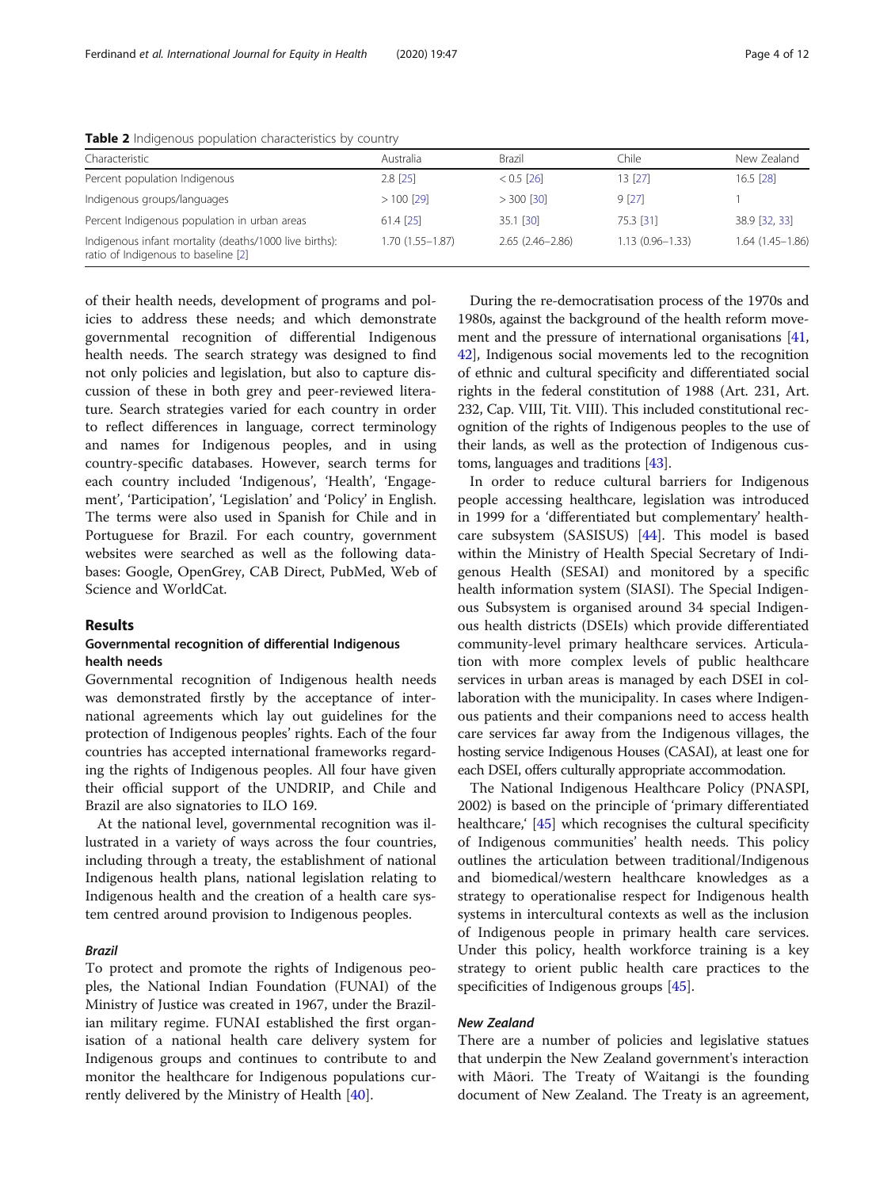**Table 2** Indigenous population characteristics by country

| Characteristic | Australia | Brazil | Chile | New Zealand |
|---|---|---|---|---|
| Percent population Indigenous | 2.8 [25] | < 0.5 [26] | 13 [27] | 16.5 [28] |
| Indigenous groups/languages | > 100 [29] | > 300 [30] | 9 [27] | 1 |
| Percent Indigenous population in urban areas | 61.4 [25] | 35.1 [30] | 75.3 [31] | 38.9 [32, 33] |
| Indigenous infant mortality (deaths/1000 live births): ratio of Indigenous to baseline [2] | 1.70 (1.55–1.87) | 2.65 (2.46–2.86) | 1.13 (0.96–1.33) | 1.64 (1.45–1.86) |

of their health needs, development of programs and policies to address these needs; and which demonstrate governmental recognition of differential Indigenous health needs. The search strategy was designed to find not only policies and legislation, but also to capture discussion of these in both grey and peer-reviewed literature. Search strategies varied for each country in order to reflect differences in language, correct terminology and names for Indigenous peoples, and in using country-specific databases. However, search terms for each country included 'Indigenous', 'Health', 'Engagement', 'Participation', 'Legislation' and 'Policy' in English. The terms were also used in Spanish for Chile and in Portuguese for Brazil. For each country, government websites were searched as well as the following databases: Google, OpenGrey, CAB Direct, PubMed, Web of Science and WorldCat.

## Results

### Governmental recognition of differential Indigenous health needs

Governmental recognition of Indigenous health needs was demonstrated firstly by the acceptance of international agreements which lay out guidelines for the protection of Indigenous peoples' rights. Each of the four countries has accepted international frameworks regarding the rights of Indigenous peoples. All four have given their official support of the UNDRIP, and Chile and Brazil are also signatories to ILO 169.

At the national level, governmental recognition was illustrated in a variety of ways across the four countries, including through a treaty, the establishment of national Indigenous health plans, national legislation relating to Indigenous health and the creation of a health care system centred around provision to Indigenous peoples.

#### *Brazil*

To protect and promote the rights of Indigenous peoples, the National Indian Foundation (FUNAI) of the Ministry of Justice was created in 1967, under the Brazilian military regime. FUNAI established the first organisation of a national health care delivery system for Indigenous groups and continues to contribute to and monitor the healthcare for Indigenous populations currently delivered by the Ministry of Health [40].

During the re-democratisation process of the 1970s and 1980s, against the background of the health reform movement and the pressure of international organisations [41, 42], Indigenous social movements led to the recognition of ethnic and cultural specificity and differentiated social rights in the federal constitution of 1988 (Art. 231, Art. 232, Cap. VIII, Tit. VIII). This included constitutional recognition of the rights of Indigenous peoples to the use of their lands, as well as the protection of Indigenous customs, languages and traditions [43].

In order to reduce cultural barriers for Indigenous people accessing healthcare, legislation was introduced in 1999 for a 'differentiated but complementary' healthcare subsystem (SASISUS) [44]. This model is based within the Ministry of Health Special Secretary of Indigenous Health (SESAI) and monitored by a specific health information system (SIASI). The Special Indigenous Subsystem is organised around 34 special Indigenous health districts (DSEIs) which provide differentiated community-level primary healthcare services. Articulation with more complex levels of public healthcare services in urban areas is managed by each DSEI in collaboration with the municipality. In cases where Indigenous patients and their companions need to access health care services far away from the Indigenous villages, the hosting service Indigenous Houses (CASAI), at least one for each DSEI, offers culturally appropriate accommodation.

The National Indigenous Healthcare Policy (PNASPI, 2002) is based on the principle of 'primary differentiated healthcare,' [45] which recognises the cultural specificity of Indigenous communities' health needs. This policy outlines the articulation between traditional/Indigenous and biomedical/western healthcare knowledges as a strategy to operationalise respect for Indigenous health systems in intercultural contexts as well as the inclusion of Indigenous people in primary health care services. Under this policy, health workforce training is a key strategy to orient public health care practices to the specificities of Indigenous groups [45].

#### *New Zealand*

There are a number of policies and legislative statues that underpin the New Zealand government's interaction with Māori. The Treaty of Waitangi is the founding document of New Zealand. The Treaty is an agreement,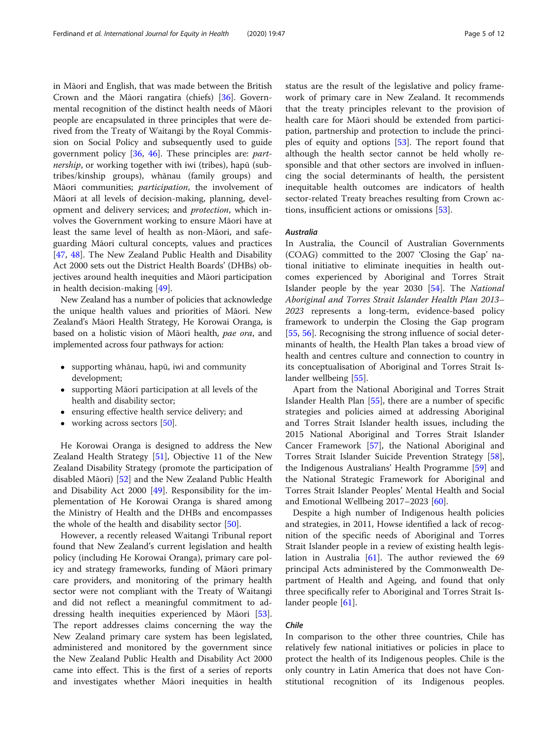in Māori and English, that was made between the British Crown and the Māori rangatira (chiefs) [36]. Governmental recognition of the distinct health needs of Māori people are encapsulated in three principles that were derived from the Treaty of Waitangi by the Royal Commission on Social Policy and subsequently used to guide government policy [36, 46]. These principles are: *partnership*, or working together with iwi (tribes), hapū (subtribes/kinship groups), whānau (family groups) and Māori communities; *participation*, the involvement of Māori at all levels of decision-making, planning, development and delivery services; and *protection*, which involves the Government working to ensure Māori have at least the same level of health as non-Māori, and safeguarding Māori cultural concepts, values and practices [47, 48]. The New Zealand Public Health and Disability Act 2000 sets out the District Health Boards' (DHBs) objectives around health inequities and Māori participation in health decision-making [49].

New Zealand has a number of policies that acknowledge the unique health values and priorities of Māori. New Zealand's Māori Health Strategy, He Korowai Oranga, is based on a holistic vision of Māori health, *pae ora*, and implemented across four pathways for action:

- supporting whānau, hapū, iwi and community development;
- supporting Māori participation at all levels of the health and disability sector;
- ensuring effective health service delivery; and
- working across sectors [50].

He Korowai Oranga is designed to address the New Zealand Health Strategy [51], Objective 11 of the New Zealand Disability Strategy (promote the participation of disabled Māori) [52] and the New Zealand Public Health and Disability Act 2000 [49]. Responsibility for the implementation of He Korowai Oranga is shared among the Ministry of Health and the DHBs and encompasses the whole of the health and disability sector [50].

However, a recently released Waitangi Tribunal report found that New Zealand's current legislation and health policy (including He Korowai Oranga), primary care policy and strategy frameworks, funding of Māori primary care providers, and monitoring of the primary health sector were not compliant with the Treaty of Waitangi and did not reflect a meaningful commitment to addressing health inequities experienced by Māori [53]. The report addresses claims concerning the way the New Zealand primary care system has been legislated, administered and monitored by the government since the New Zealand Public Health and Disability Act 2000 came into effect. This is the first of a series of reports and investigates whether Māori inequities in health status are the result of the legislative and policy framework of primary care in New Zealand. It recommends that the treaty principles relevant to the provision of health care for Māori should be extended from participation, partnership and protection to include the principles of equity and options [53]. The report found that although the health sector cannot be held wholly responsible and that other sectors are involved in influencing the social determinants of health, the persistent inequitable health outcomes are indicators of health sector-related Treaty breaches resulting from Crown actions, insufficient actions or omissions [53].

### Australia

In Australia, the Council of Australian Governments (COAG) committed to the 2007 'Closing the Gap' national initiative to eliminate inequities in health outcomes experienced by Aboriginal and Torres Strait Islander people by the year 2030 [54]. The *National Aboriginal and Torres Strait Islander Health Plan 2013–2023* represents a long-term, evidence-based policy framework to underpin the Closing the Gap program [55, 56]. Recognising the strong influence of social determinants of health, the Health Plan takes a broad view of health and centres culture and connection to country in its conceptualisation of Aboriginal and Torres Strait Islander wellbeing [55].

Apart from the National Aboriginal and Torres Strait Islander Health Plan [55], there are a number of specific strategies and policies aimed at addressing Aboriginal and Torres Strait Islander health issues, including the 2015 National Aboriginal and Torres Strait Islander Cancer Framework [57], the National Aboriginal and Torres Strait Islander Suicide Prevention Strategy [58], the Indigenous Australians' Health Programme [59] and the National Strategic Framework for Aboriginal and Torres Strait Islander Peoples' Mental Health and Social and Emotional Wellbeing 2017–2023 [60].

Despite a high number of Indigenous health policies and strategies, in 2011, Howse identified a lack of recognition of the specific needs of Aboriginal and Torres Strait Islander people in a review of existing health legislation in Australia [61]. The author reviewed the 69 principal Acts administered by the Commonwealth Department of Health and Ageing, and found that only three specifically refer to Aboriginal and Torres Strait Islander people [61].

### Chile

In comparison to the other three countries, Chile has relatively few national initiatives or policies in place to protect the health of its Indigenous peoples. Chile is the only country in Latin America that does not have Constitutional recognition of its Indigenous peoples.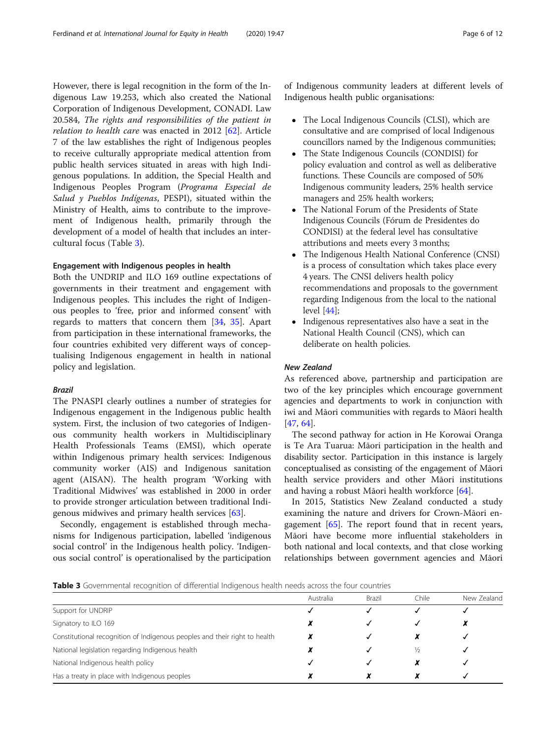However, there is legal recognition in the form of the Indigenous Law 19.253, which also created the National Corporation of Indigenous Development, CONADI. Law 20.584, *The rights and responsibilities of the patient in relation to health care* was enacted in 2012 [62]. Article 7 of the law establishes the right of Indigenous peoples to receive culturally appropriate medical attention from public health services situated in areas with high Indigenous populations. In addition, the Special Health and Indigenous Peoples Program (*Programa Especial de Salud y Pueblos Indígenas*, PESPI), situated within the Ministry of Health, aims to contribute to the improvement of Indigenous health, primarily through the development of a model of health that includes an intercultural focus (Table 3).

#### Engagement with Indigenous peoples in health

Both the UNDRIP and ILO 169 outline expectations of governments in their treatment and engagement with Indigenous peoples. This includes the right of Indigenous peoples to 'free, prior and informed consent' with regards to matters that concern them [34, 35]. Apart from participation in these international frameworks, the four countries exhibited very different ways of conceptualising Indigenous engagement in health in national policy and legislation.

##### *Brazil*

The PNASPI clearly outlines a number of strategies for Indigenous engagement in the Indigenous public health system. First, the inclusion of two categories of Indigenous community health workers in Multidisciplinary Health Professionals Teams (EMSI), which operate within Indigenous primary health services: Indigenous community worker (AIS) and Indigenous sanitation agent (AISAN). The health program 'Working with Traditional Midwives' was established in 2000 in order to provide stronger articulation between traditional Indigenous midwives and primary health services [63].

Secondly, engagement is established through mechanisms for Indigenous participation, labelled 'indigenous social control' in the Indigenous health policy. 'Indigenous social control' is operationalised by the participation of Indigenous community leaders at different levels of Indigenous health public organisations:

- The Local Indigenous Councils (CLSI), which are consultative and are comprised of local Indigenous councillors named by the Indigenous communities;
- The State Indigenous Councils (CONDISI) for policy evaluation and control as well as deliberative functions. These Councils are composed of 50% Indigenous community leaders, 25% health service managers and 25% health workers;
- The National Forum of the Presidents of State Indigenous Councils (Fórum de Presidentes do CONDISI) at the federal level has consultative attributions and meets every 3 months;
- The Indigenous Health National Conference (CNSI) is a process of consultation which takes place every 4 years. The CNSI delivers health policy recommendations and proposals to the government regarding Indigenous from the local to the national level [44];
- Indigenous representatives also have a seat in the National Health Council (CNS), which can deliberate on health policies.

##### *New Zealand*

As referenced above, partnership and participation are two of the key principles which encourage government agencies and departments to work in conjunction with iwi and Māori communities with regards to Māori health [47, 64].

The second pathway for action in He Korowai Oranga is Te Ara Tuarua: Māori participation in the health and disability sector. Participation in this instance is largely conceptualised as consisting of the engagement of Māori health service providers and other Māori institutions and having a robust Māori health workforce [64].

In 2015, Statistics New Zealand conducted a study examining the nature and drivers for Crown-Māori engagement [65]. The report found that in recent years, Māori have become more influential stakeholders in both national and local contexts, and that close working relationships between government agencies and Māori

**Table 3** Governmental recognition of differential Indigenous health needs across the four countries

| | Australia | Brazil | Chile | New Zealand |
|---|---|---|---|---|
| Support for UNDRIP | ✓ | ✓ | ✓ | ✓ |
| Signatory to ILO 169 | ✗ | ✓ | ✓ | ✗ |
| Constitutional recognition of Indigenous peoples and their right to health | ✗ | ✓ | ✗ | ✓ |
| National legislation regarding Indigenous health | ✗ | ✓ | ½ | ✓ |
| National Indigenous health policy | ✓ | ✓ | ✗ | ✓ |
| Has a treaty in place with Indigenous peoples | ✗ | ✗ | ✗ | ✓ |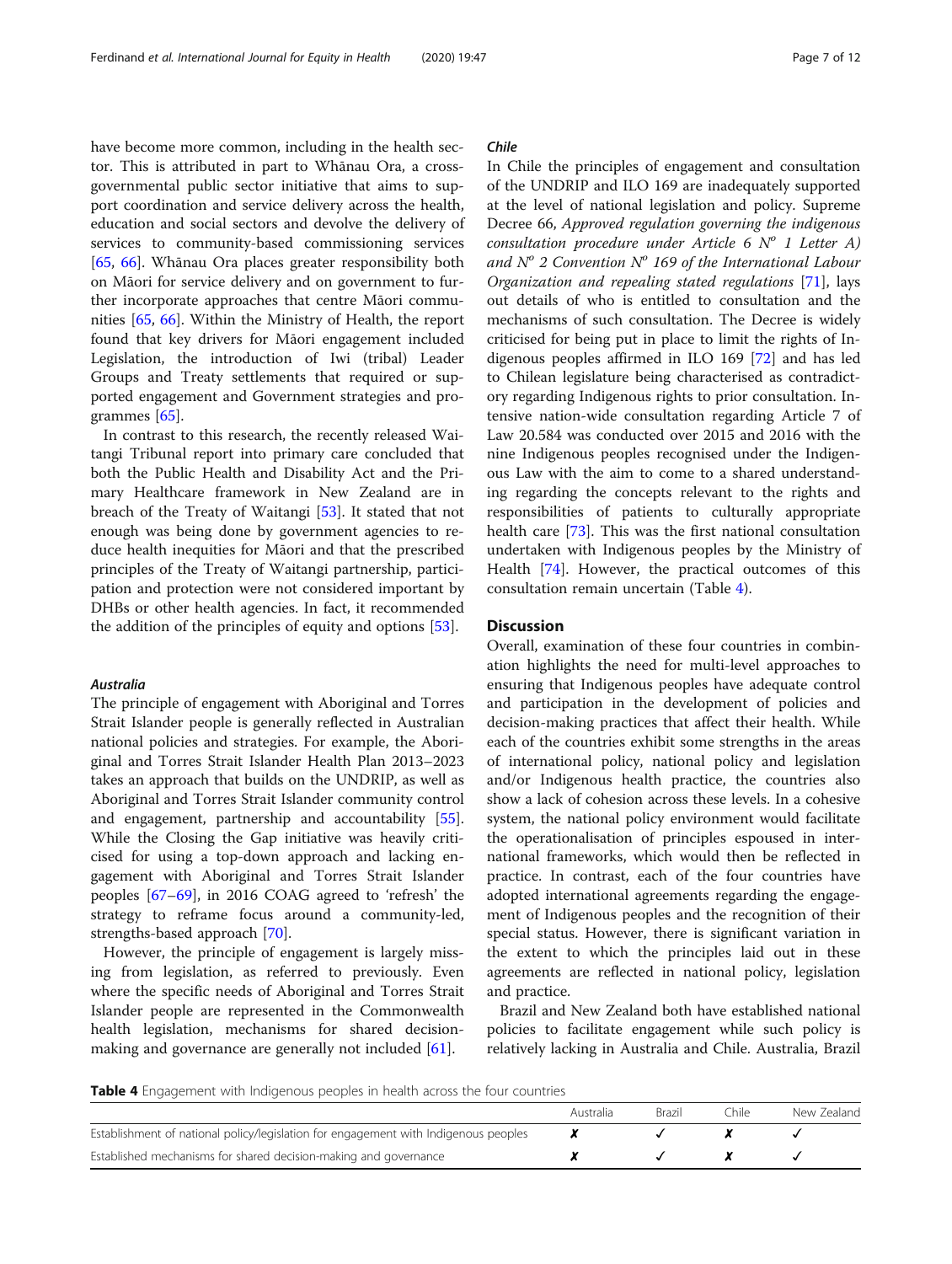have become more common, including in the health sector. This is attributed in part to Whānau Ora, a cross-governmental public sector initiative that aims to support coordination and service delivery across the health, education and social sectors and devolve the delivery of services to community-based commissioning services [65, 66]. Whānau Ora places greater responsibility both on Māori for service delivery and on government to further incorporate approaches that centre Māori communities [65, 66]. Within the Ministry of Health, the report found that key drivers for Māori engagement included Legislation, the introduction of Iwi (tribal) Leader Groups and Treaty settlements that required or supported engagement and Government strategies and programmes [65].

In contrast to this research, the recently released Waitangi Tribunal report into primary care concluded that both the Public Health and Disability Act and the Primary Healthcare framework in New Zealand are in breach of the Treaty of Waitangi [53]. It stated that not enough was being done by government agencies to reduce health inequities for Māori and that the prescribed principles of the Treaty of Waitangi partnership, participation and protection were not considered important by DHBs or other health agencies. In fact, it recommended the addition of the principles of equity and options [53].

#### *Australia*

The principle of engagement with Aboriginal and Torres Strait Islander people is generally reflected in Australian national policies and strategies. For example, the Aboriginal and Torres Strait Islander Health Plan 2013–2023 takes an approach that builds on the UNDRIP, as well as Aboriginal and Torres Strait Islander community control and engagement, partnership and accountability [55]. While the Closing the Gap initiative was heavily criticised for using a top-down approach and lacking engagement with Aboriginal and Torres Strait Islander peoples [67–69], in 2016 COAG agreed to 'refresh' the strategy to reframe focus around a community-led, strengths-based approach [70].

However, the principle of engagement is largely missing from legislation, as referred to previously. Even where the specific needs of Aboriginal and Torres Strait Islander people are represented in the Commonwealth health legislation, mechanisms for shared decision-making and governance are generally not included [61].

#### *Chile*

In Chile the principles of engagement and consultation of the UNDRIP and ILO 169 are inadequately supported at the level of national legislation and policy. Supreme Decree 66, *Approved regulation governing the indigenous consultation procedure under Article 6 Nº 1 Letter A) and Nº 2 Convention Nº 169 of the International Labour Organization and repealing stated regulations* [71], lays out details of who is entitled to consultation and the mechanisms of such consultation. The Decree is widely criticised for being put in place to limit the rights of Indigenous peoples affirmed in ILO 169 [72] and has led to Chilean legislature being characterised as contradictory regarding Indigenous rights to prior consultation. Intensive nation-wide consultation regarding Article 7 of Law 20.584 was conducted over 2015 and 2016 with the nine Indigenous peoples recognised under the Indigenous Law with the aim to come to a shared understanding regarding the concepts relevant to the rights and responsibilities of patients to culturally appropriate health care [73]. This was the first national consultation undertaken with Indigenous peoples by the Ministry of Health [74]. However, the practical outcomes of this consultation remain uncertain (Table 4).

## Discussion

Overall, examination of these four countries in combination highlights the need for multi-level approaches to ensuring that Indigenous peoples have adequate control and participation in the development of policies and decision-making practices that affect their health. While each of the countries exhibit some strengths in the areas of international policy, national policy and legislation and/or Indigenous health practice, the countries also show a lack of cohesion across these levels. In a cohesive system, the national policy environment would facilitate the operationalisation of principles espoused in international frameworks, which would then be reflected in practice. In contrast, each of the four countries have adopted international agreements regarding the engagement of Indigenous peoples and the recognition of their special status. However, there is significant variation in the extent to which the principles laid out in these agreements are reflected in national policy, legislation and practice.

Brazil and New Zealand both have established national policies to facilitate engagement while such policy is relatively lacking in Australia and Chile. Australia, Brazil

**Table 4** Engagement with Indigenous peoples in health across the four countries

| | Australia | Brazil | Chile | New Zealand |
|---|---|---|---|---|
| Establishment of national policy/legislation for engagement with Indigenous peoples | ✗ | ✓ | ✗ | ✓ |
| Established mechanisms for shared decision-making and governance | ✗ | ✓ | ✗ | ✓ |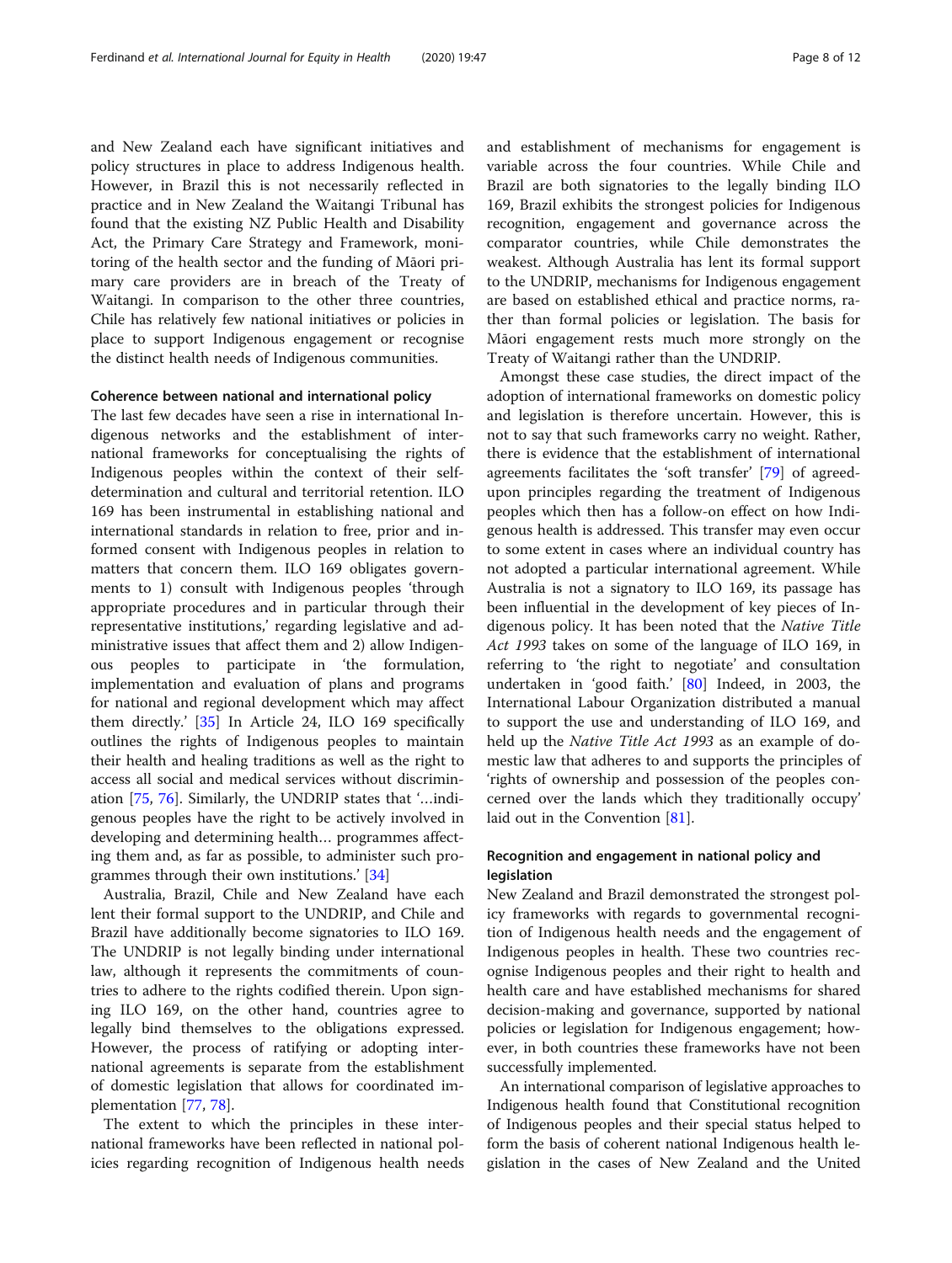and New Zealand each have significant initiatives and policy structures in place to address Indigenous health. However, in Brazil this is not necessarily reflected in practice and in New Zealand the Waitangi Tribunal has found that the existing NZ Public Health and Disability Act, the Primary Care Strategy and Framework, monitoring of the health sector and the funding of Māori primary care providers are in breach of the Treaty of Waitangi. In comparison to the other three countries, Chile has relatively few national initiatives or policies in place to support Indigenous engagement or recognise the distinct health needs of Indigenous communities.

#### Coherence between national and international policy

The last few decades have seen a rise in international Indigenous networks and the establishment of international frameworks for conceptualising the rights of Indigenous peoples within the context of their self-determination and cultural and territorial retention. ILO 169 has been instrumental in establishing national and international standards in relation to free, prior and informed consent with Indigenous peoples in relation to matters that concern them. ILO 169 obligates governments to 1) consult with Indigenous peoples 'through appropriate procedures and in particular through their representative institutions,' regarding legislative and administrative issues that affect them and 2) allow Indigenous peoples to participate in 'the formulation, implementation and evaluation of plans and programs for national and regional development which may affect them directly.' [35] In Article 24, ILO 169 specifically outlines the rights of Indigenous peoples to maintain their health and healing traditions as well as the right to access all social and medical services without discrimination [75, 76]. Similarly, the UNDRIP states that '…indigenous peoples have the right to be actively involved in developing and determining health… programmes affecting them and, as far as possible, to administer such programmes through their own institutions.' [34]

Australia, Brazil, Chile and New Zealand have each lent their formal support to the UNDRIP, and Chile and Brazil have additionally become signatories to ILO 169. The UNDRIP is not legally binding under international law, although it represents the commitments of countries to adhere to the rights codified therein. Upon signing ILO 169, on the other hand, countries agree to legally bind themselves to the obligations expressed. However, the process of ratifying or adopting international agreements is separate from the establishment of domestic legislation that allows for coordinated implementation [77, 78].

The extent to which the principles in these international frameworks have been reflected in national policies regarding recognition of Indigenous health needs and establishment of mechanisms for engagement is variable across the four countries. While Chile and Brazil are both signatories to the legally binding ILO 169, Brazil exhibits the strongest policies for Indigenous recognition, engagement and governance across the comparator countries, while Chile demonstrates the weakest. Although Australia has lent its formal support to the UNDRIP, mechanisms for Indigenous engagement are based on established ethical and practice norms, rather than formal policies or legislation. The basis for Māori engagement rests much more strongly on the Treaty of Waitangi rather than the UNDRIP.

Amongst these case studies, the direct impact of the adoption of international frameworks on domestic policy and legislation is therefore uncertain. However, this is not to say that such frameworks carry no weight. Rather, there is evidence that the establishment of international agreements facilitates the 'soft transfer' [79] of agreed-upon principles regarding the treatment of Indigenous peoples which then has a follow-on effect on how Indigenous health is addressed. This transfer may even occur to some extent in cases where an individual country has not adopted a particular international agreement. While Australia is not a signatory to ILO 169, its passage has been influential in the development of key pieces of Indigenous policy. It has been noted that the *Native Title Act 1993* takes on some of the language of ILO 169, in referring to 'the right to negotiate' and consultation undertaken in 'good faith.' [80] Indeed, in 2003, the International Labour Organization distributed a manual to support the use and understanding of ILO 169, and held up the *Native Title Act 1993* as an example of domestic law that adheres to and supports the principles of 'rights of ownership and possession of the peoples concerned over the lands which they traditionally occupy' laid out in the Convention [81].

#### Recognition and engagement in national policy and legislation

New Zealand and Brazil demonstrated the strongest policy frameworks with regards to governmental recognition of Indigenous health needs and the engagement of Indigenous peoples in health. These two countries recognise Indigenous peoples and their right to health and health care and have established mechanisms for shared decision-making and governance, supported by national policies or legislation for Indigenous engagement; however, in both countries these frameworks have not been successfully implemented.

An international comparison of legislative approaches to Indigenous health found that Constitutional recognition of Indigenous peoples and their special status helped to form the basis of coherent national Indigenous health legislation in the cases of New Zealand and the United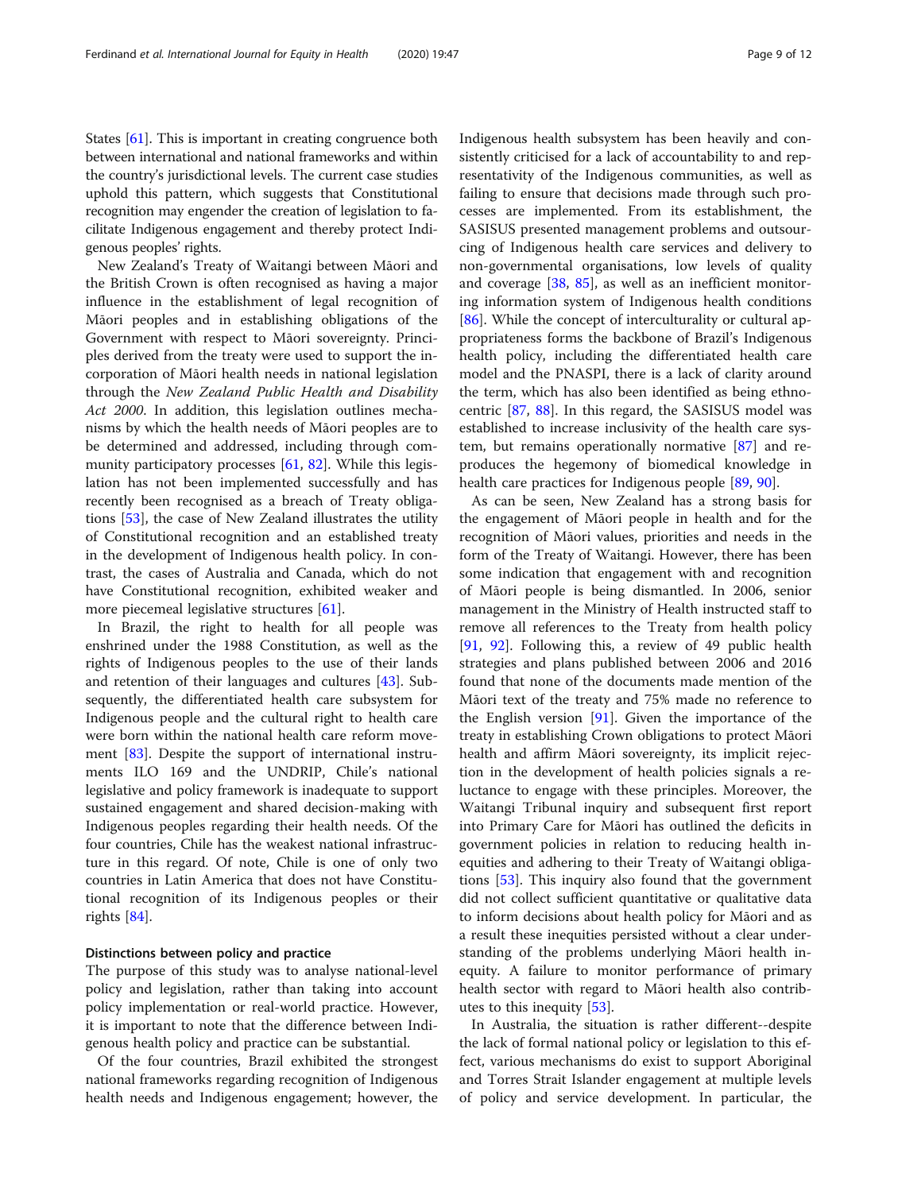States [61]. This is important in creating congruence both between international and national frameworks and within the country's jurisdictional levels. The current case studies uphold this pattern, which suggests that Constitutional recognition may engender the creation of legislation to facilitate Indigenous engagement and thereby protect Indigenous peoples' rights.

New Zealand's Treaty of Waitangi between Māori and the British Crown is often recognised as having a major influence in the establishment of legal recognition of Māori peoples and in establishing obligations of the Government with respect to Māori sovereignty. Principles derived from the treaty were used to support the incorporation of Māori health needs in national legislation through the *New Zealand Public Health and Disability Act 2000*. In addition, this legislation outlines mechanisms by which the health needs of Māori peoples are to be determined and addressed, including through community participatory processes [61, 82]. While this legislation has not been implemented successfully and has recently been recognised as a breach of Treaty obligations [53], the case of New Zealand illustrates the utility of Constitutional recognition and an established treaty in the development of Indigenous health policy. In contrast, the cases of Australia and Canada, which do not have Constitutional recognition, exhibited weaker and more piecemeal legislative structures [61].

In Brazil, the right to health for all people was enshrined under the 1988 Constitution, as well as the rights of Indigenous peoples to the use of their lands and retention of their languages and cultures [43]. Subsequently, the differentiated health care subsystem for Indigenous people and the cultural right to health care were born within the national health care reform movement [83]. Despite the support of international instruments ILO 169 and the UNDRIP, Chile's national legislative and policy framework is inadequate to support sustained engagement and shared decision-making with Indigenous peoples regarding their health needs. Of the four countries, Chile has the weakest national infrastructure in this regard. Of note, Chile is one of only two countries in Latin America that does not have Constitutional recognition of its Indigenous peoples or their rights [84].

### Distinctions between policy and practice

The purpose of this study was to analyse national-level policy and legislation, rather than taking into account policy implementation or real-world practice. However, it is important to note that the difference between Indigenous health policy and practice can be substantial.

Of the four countries, Brazil exhibited the strongest national frameworks regarding recognition of Indigenous health needs and Indigenous engagement; however, the Indigenous health subsystem has been heavily and consistently criticised for a lack of accountability to and representativity of the Indigenous communities, as well as failing to ensure that decisions made through such processes are implemented. From its establishment, the SASISUS presented management problems and outsourcing of Indigenous health care services and delivery to non-governmental organisations, low levels of quality and coverage [38, 85], as well as an inefficient monitoring information system of Indigenous health conditions [86]. While the concept of interculturality or cultural appropriateness forms the backbone of Brazil's Indigenous health policy, including the differentiated health care model and the PNASPI, there is a lack of clarity around the term, which has also been identified as being ethnocentric [87, 88]. In this regard, the SASISUS model was established to increase inclusivity of the health care system, but remains operationally normative [87] and reproduces the hegemony of biomedical knowledge in health care practices for Indigenous people [89, 90].

As can be seen, New Zealand has a strong basis for the engagement of Māori people in health and for the recognition of Māori values, priorities and needs in the form of the Treaty of Waitangi. However, there has been some indication that engagement with and recognition of Māori people is being dismantled. In 2006, senior management in the Ministry of Health instructed staff to remove all references to the Treaty from health policy [91, 92]. Following this, a review of 49 public health strategies and plans published between 2006 and 2016 found that none of the documents made mention of the Māori text of the treaty and 75% made no reference to the English version [91]. Given the importance of the treaty in establishing Crown obligations to protect Māori health and affirm Māori sovereignty, its implicit rejection in the development of health policies signals a reluctance to engage with these principles. Moreover, the Waitangi Tribunal inquiry and subsequent first report into Primary Care for Māori has outlined the deficits in government policies in relation to reducing health inequities and adhering to their Treaty of Waitangi obligations [53]. This inquiry also found that the government did not collect sufficient quantitative or qualitative data to inform decisions about health policy for Māori and as a result these inequities persisted without a clear understanding of the problems underlying Māori health inequity. A failure to monitor performance of primary health sector with regard to Māori health also contributes to this inequity [53].

In Australia, the situation is rather different--despite the lack of formal national policy or legislation to this effect, various mechanisms do exist to support Aboriginal and Torres Strait Islander engagement at multiple levels of policy and service development. In particular, the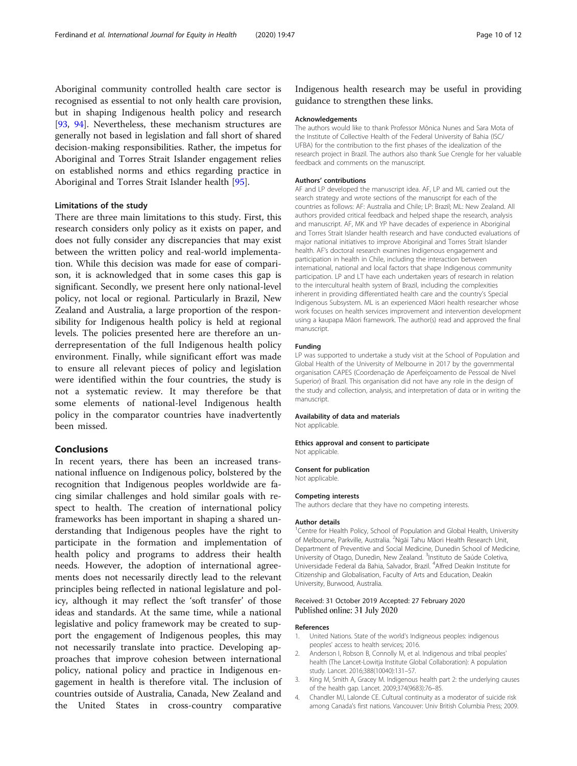Aboriginal community controlled health care sector is recognised as essential to not only health care provision, but in shaping Indigenous health policy and research [93, 94]. Nevertheless, these mechanism structures are generally not based in legislation and fall short of shared decision-making responsibilities. Rather, the impetus for Aboriginal and Torres Strait Islander engagement relies on established norms and ethics regarding practice in Aboriginal and Torres Strait Islander health [95].

### Limitations of the study

There are three main limitations to this study. First, this research considers only policy as it exists on paper, and does not fully consider any discrepancies that may exist between the written policy and real-world implementation. While this decision was made for ease of comparison, it is acknowledged that in some cases this gap is significant. Secondly, we present here only national-level policy, not local or regional. Particularly in Brazil, New Zealand and Australia, a large proportion of the responsibility for Indigenous health policy is held at regional levels. The policies presented here are therefore an underrepresentation of the full Indigenous health policy environment. Finally, while significant effort was made to ensure all relevant pieces of policy and legislation were identified within the four countries, the study is not a systematic review. It may therefore be that some elements of national-level Indigenous health policy in the comparator countries have inadvertently been missed.

## Conclusions

In recent years, there has been an increased transnational influence on Indigenous policy, bolstered by the recognition that Indigenous peoples worldwide are facing similar challenges and hold similar goals with respect to health. The creation of international policy frameworks has been important in shaping a shared understanding that Indigenous peoples have the right to participate in the formation and implementation of health policy and programs to address their health needs. However, the adoption of international agreements does not necessarily directly lead to the relevant principles being reflected in national legislature and policy, although it may reflect the 'soft transfer' of those ideas and standards. At the same time, while a national legislative and policy framework may be created to support the engagement of Indigenous peoples, this may not necessarily translate into practice. Developing approaches that improve cohesion between international policy, national policy and practice in Indigenous engagement in health is therefore vital. The inclusion of countries outside of Australia, Canada, New Zealand and the United States in cross-country comparative Indigenous health research may be useful in providing guidance to strengthen these links.

#### Acknowledgements

The authors would like to thank Professor Mônica Nunes and Sara Mota of the Institute of Collective Health of the Federal University of Bahia (ISC/UFBA) for the contribution to the first phases of the idealization of the research project in Brazil. The authors also thank Sue Crengle for her valuable feedback and comments on the manuscript.

#### Authors' contributions

AF and LP developed the manuscript idea. AF, LP and ML carried out the search strategy and wrote sections of the manuscript for each of the countries as follows: AF: Australia and Chile; LP: Brazil; ML: New Zealand. All authors provided critical feedback and helped shape the research, analysis and manuscript. AF, MK and YP have decades of experience in Aboriginal and Torres Strait Islander health research and have conducted evaluations of major national initiatives to improve Aboriginal and Torres Strait Islander health. AF's doctoral research examines Indigenous engagement and participation in health in Chile, including the interaction between international, national and local factors that shape Indigenous community participation. LP and LT have each undertaken years of research in relation to the intercultural health system of Brazil, including the complexities inherent in providing differentiated health care and the country's Special Indigenous Subsystem. ML is an experienced Māori health researcher whose work focuses on health services improvement and intervention development using a kaupapa Māori framework. The author(s) read and approved the final manuscript.

#### Funding

LP was supported to undertake a study visit at the School of Population and Global Health of the University of Melbourne in 2017 by the governmental organisation CAPES (Coordenação de Aperfeiçoamento de Pessoal de Nível Superior) of Brazil. This organisation did not have any role in the design of the study and collection, analysis, and interpretation of data or in writing the manuscript.

#### Availability of data and materials

Not applicable.

#### Ethics approval and consent to participate

Not applicable.

#### Consent for publication

Not applicable.

#### Competing interests

The authors declare that they have no competing interests.

#### Author details

[1]Centre for Health Policy, School of Population and Global Health, University of Melbourne, Parkville, Australia. [2]Ngāi Tahu Māori Health Research Unit, Department of Preventive and Social Medicine, Dunedin School of Medicine, University of Otago, Dunedin, New Zealand. [3]Instituto de Saúde Coletiva, Universidade Federal da Bahia, Salvador, Brazil. [4]Alfred Deakin Institute for Citizenship and Globalisation, Faculty of Arts and Education, Deakin University, Burwood, Australia.

Received: 31 October 2019 Accepted: 27 February 2020
Published online: 31 July 2020

#### References

1. United Nations. State of the world's Indigneous peoples: indigenous peoples' access to health services; 2016.
2. Anderson I, Robson B, Connolly M, et al. Indigenous and tribal peoples' health (The Lancet-Lowitja Institute Global Collaboration): A population study. Lancet. 2016;388(10040):131–57.
3. King M, Smith A, Gracey M. Indigenous health part 2: the underlying causes of the health gap. Lancet. 2009;374(9683):76–85.
4. Chandler MJ, Lalonde CE. Cultural continuity as a moderator of suicide risk among Canada's first nations. Vancouver: Univ British Columbia Press; 2009.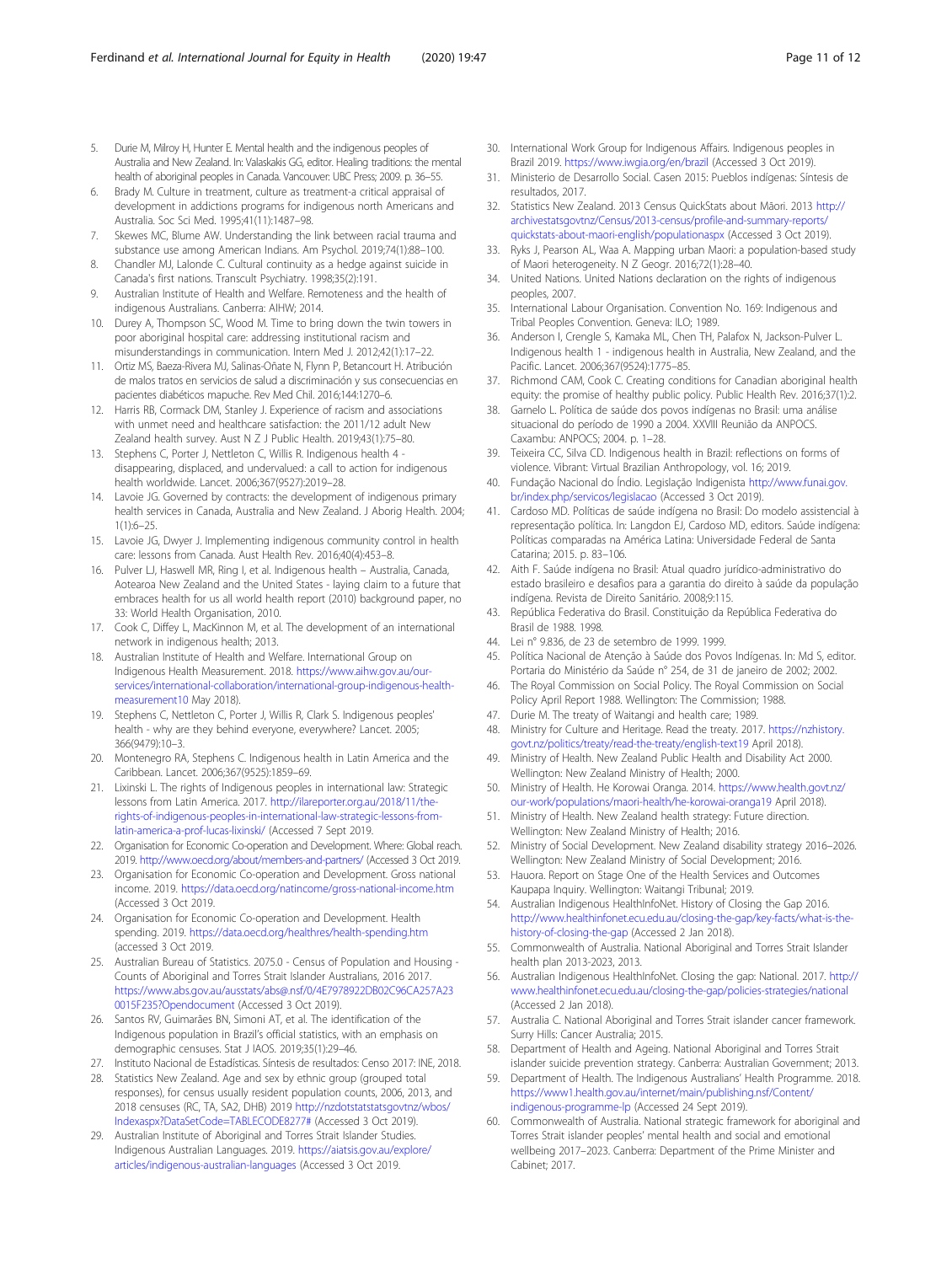5. Durie M, Milroy H, Hunter E. Mental health and the indigenous peoples of Australia and New Zealand. In: Valaskakis GG, editor. Healing traditions: the mental health of aboriginal peoples in Canada. Vancouver: UBC Press; 2009. p. 36–55.
6. Brady M. Culture in treatment, culture as treatment-a critical appraisal of development in addictions programs for indigenous north Americans and Australia. Soc Sci Med. 1995;41(11):1487–98.
7. Skewes MC, Blume AW. Understanding the link between racial trauma and substance use among American Indians. Am Psychol. 2019;74(1):88–100.
8. Chandler MJ, Lalonde C. Cultural continuity as a hedge against suicide in Canada's first nations. Transcult Psychiatry. 1998;35(2):191.
9. Australian Institute of Health and Welfare. Remoteness and the health of indigenous Australians. Canberra: AIHW; 2014.
10. Durey A, Thompson SC, Wood M. Time to bring down the twin towers in poor aboriginal hospital care: addressing institutional racism and misunderstandings in communication. Intern Med J. 2012;42(1):17–22.
11. Ortiz MS, Baeza-Rivera MJ, Salinas-Oñate N, Flynn P, Betancourt H. Atribución de malos tratos en servicios de salud a discriminación y sus consecuencias en pacientes diabéticos mapuche. Rev Med Chil. 2016;144:1270–6.
12. Harris RB, Cormack DM, Stanley J. Experience of racism and associations with unmet need and healthcare satisfaction: the 2011/12 adult New Zealand health survey. Aust N Z J Public Health. 2019;43(1):75–80.
13. Stephens C, Porter J, Nettleton C, Willis R. Indigenous health 4 - disappearing, displaced, and undervalued: a call to action for indigenous health worldwide. Lancet. 2006;367(9527):2019–28.
14. Lavoie JG. Governed by contracts: the development of indigenous primary health services in Canada, Australia and New Zealand. J Aborig Health. 2004; 1(1):6–25.
15. Lavoie JG, Dwyer J. Implementing indigenous community control in health care: lessons from Canada. Aust Health Rev. 2016;40(4):453–8.
16. Pulver LJ, Haswell MR, Ring I, et al. Indigenous health – Australia, Canada, Aotearoa New Zealand and the United States - laying claim to a future that embraces health for us all world health report (2010) background paper, no 33: World Health Organisation, 2010.
17. Cook C, Diffey L, MacKinnon M, et al. The development of an international network in indigenous health; 2013.
18. Australian Institute of Health and Welfare. International Group on Indigenous Health Measurement. 2018. https://www.aihw.gov.au/our-services/international-collaboration/international-group-indigenous-health-measurement10 May 2018).
19. Stephens C, Nettleton C, Porter J, Willis R, Clark S. Indigenous peoples' health - why are they behind everyone, everywhere? Lancet. 2005; 366(9479):10–3.
20. Montenegro RA, Stephens C. Indigenous health in Latin America and the Caribbean. Lancet. 2006;367(9525):1859–69.
21. Lixinski L. The rights of Indigenous peoples in international law: Strategic lessons from Latin America. 2017. http://ilareporter.org.au/2018/11/the-rights-of-indigenous-peoples-in-international-law-strategic-lessons-from-latin-america-a-prof-lucas-lixinski/ (Accessed 7 Sept 2019.
22. Organisation for Economic Co-operation and Development. Where: Global reach. 2019. http://www.oecd.org/about/members-and-partners/ (Accessed 3 Oct 2019.
23. Organisation for Economic Co-operation and Development. Gross national income. 2019. https://data.oecd.org/natincome/gross-national-income.htm (Accessed 3 Oct 2019.
24. Organisation for Economic Co-operation and Development. Health spending. 2019. https://data.oecd.org/healthres/health-spending.htm (accessed 3 Oct 2019.
25. Australian Bureau of Statistics. 2075.0 - Census of Population and Housing - Counts of Aboriginal and Torres Strait Islander Australians, 2016 2017. https://www.abs.gov.au/ausstats/abs@.nsf/0/4E7978922DB02C96CA257A230015F235?Opendocument (Accessed 3 Oct 2019).
26. Santos RV, Guimarães BN, Simoni AT, et al. The identification of the Indigenous population in Brazil's official statistics, with an emphasis on demographic censuses. Stat J IAOS. 2019;35(1):29–46.
27. Instituto Nacional de Estadísticas. Síntesis de resultados: Censo 2017: INE, 2018.
28. Statistics New Zealand. Age and sex by ethnic group (grouped total responses), for census usually resident population counts, 2006, 2013, and 2018 censuses (RC, TA, SA2, DHB) 2019 http://nzdotstatstatsgovtnz/wbos/Indexaspx?DataSetCode=TABLECODE8277# (Accessed 3 Oct 2019).
29. Australian Institute of Aboriginal and Torres Strait Islander Studies. Indigenous Australian Languages. 2019. https://aiatsis.gov.au/explore/articles/indigenous-australian-languages (Accessed 3 Oct 2019.
30. International Work Group for Indigenous Affairs. Indigenous peoples in Brazil 2019. https://www.iwgia.org/en/brazil (Accessed 3 Oct 2019).
31. Ministerio de Desarrollo Social. Casen 2015: Pueblos indígenas: Síntesis de resultados, 2017.
32. Statistics New Zealand. 2013 Census QuickStats about Māori. 2013 http://archivestatsgovtnz/Census/2013-census/profile-and-summary-reports/quickstats-about-maori-english/populationaspx (Accessed 3 Oct 2019).
33. Ryks J, Pearson AL, Waa A. Mapping urban Maori: a population-based study of Maori heterogeneity. N Z Geogr. 2016;72(1):28–40.
34. United Nations. United Nations declaration on the rights of indigenous peoples, 2007.
35. International Labour Organisation. Convention No. 169: Indigenous and Tribal Peoples Convention. Geneva: ILO; 1989.
36. Anderson I, Crengle S, Kamaka ML, Chen TH, Palafox N, Jackson-Pulver L. Indigenous health 1 - indigenous health in Australia, New Zealand, and the Pacific. Lancet. 2006;367(9524):1775–85.
37. Richmond CAM, Cook C. Creating conditions for Canadian aboriginal health equity: the promise of healthy public policy. Public Health Rev. 2016;37(1):2.
38. Garnelo L. Política de saúde dos povos indígenas no Brasil: uma análise situacional do período de 1990 a 2004. XXVIII Reunião da ANPOCS. Caxambu: ANPOCS; 2004. p. 1–28.
39. Teixeira CC, Silva CD. Indigenous health in Brazil: reflections on forms of violence. Vibrant: Virtual Brazilian Anthropology, vol. 16; 2019.
40. Fundação Nacional do Índio. Legislação Indigenista http://www.funai.gov.br/index.php/servicos/legislacao (Accessed 3 Oct 2019).
41. Cardoso MD. Políticas de saúde indígena no Brasil: Do modelo assistencial à representação política. In: Langdon EJ, Cardoso MD, editors. Saúde indígena: Políticas comparadas na América Latina: Universidade Federal de Santa Catarina; 2015. p. 83–106.
42. Aith F. Saúde indígena no Brasil: Atual quadro jurídico-administrativo do estado brasileiro e desafios para a garantia do direito à saúde da população indígena. Revista de Direito Sanitário. 2008;9:115.
43. República Federativa do Brasil. Constituição da República Federativa do Brasil de 1988. 1998.
44. Lei n° 9.836, de 23 de setembro de 1999. 1999.
45. Política Nacional de Atenção à Saúde dos Povos Indígenas. In: Md S, editor. Portaria do Ministério da Saúde n° 254, de 31 de janeiro de 2002; 2002.
46. The Royal Commission on Social Policy. The Royal Commission on Social Policy April Report 1988. Wellington: The Commission; 1988.
47. Durie M. The treaty of Waitangi and health care; 1989.
48. Ministry for Culture and Heritage. Read the treaty. 2017. https://nzhistory.govt.nz/politics/treaty/read-the-treaty/english-text19 April 2018).
49. Ministry of Health. New Zealand Public Health and Disability Act 2000. Wellington: New Zealand Ministry of Health; 2000.
50. Ministry of Health. He Korowai Oranga. 2014. https://www.health.govt.nz/our-work/populations/maori-health/he-korowai-oranga19 April 2018).
51. Ministry of Health. New Zealand health strategy: Future direction. Wellington: New Zealand Ministry of Health; 2016.
52. Ministry of Social Development. New Zealand disability strategy 2016–2026. Wellington: New Zealand Ministry of Social Development; 2016.
53. Hauora. Report on Stage One of the Health Services and Outcomes Kaupapa Inquiry. Wellington: Waitangi Tribunal; 2019.
54. Australian Indigenous HealthInfoNet. History of Closing the Gap 2016. http://www.healthinfonet.ecu.edu.au/closing-the-gap/key-facts/what-is-the-history-of-closing-the-gap (Accessed 2 Jan 2018).
55. Commonwealth of Australia. National Aboriginal and Torres Strait Islander health plan 2013-2023, 2013.
56. Australian Indigenous HealthInfoNet. Closing the gap: National. 2017. http://www.healthinfonet.ecu.edu.au/closing-the-gap/policies-strategies/national (Accessed 2 Jan 2018).
57. Australia C. National Aboriginal and Torres Strait islander cancer framework. Surry Hills: Cancer Australia; 2015.
58. Department of Health and Ageing. National Aboriginal and Torres Strait islander suicide prevention strategy. Canberra: Australian Government; 2013.
59. Department of Health. The Indigenous Australians' Health Programme. 2018. https://www1.health.gov.au/internet/main/publishing.nsf/Content/indigenous-programme-lp (Accessed 24 Sept 2019).
60. Commonwealth of Australia. National strategic framework for aboriginal and Torres Strait islander peoples' mental health and social and emotional wellbeing 2017–2023. Canberra: Department of the Prime Minister and Cabinet; 2017.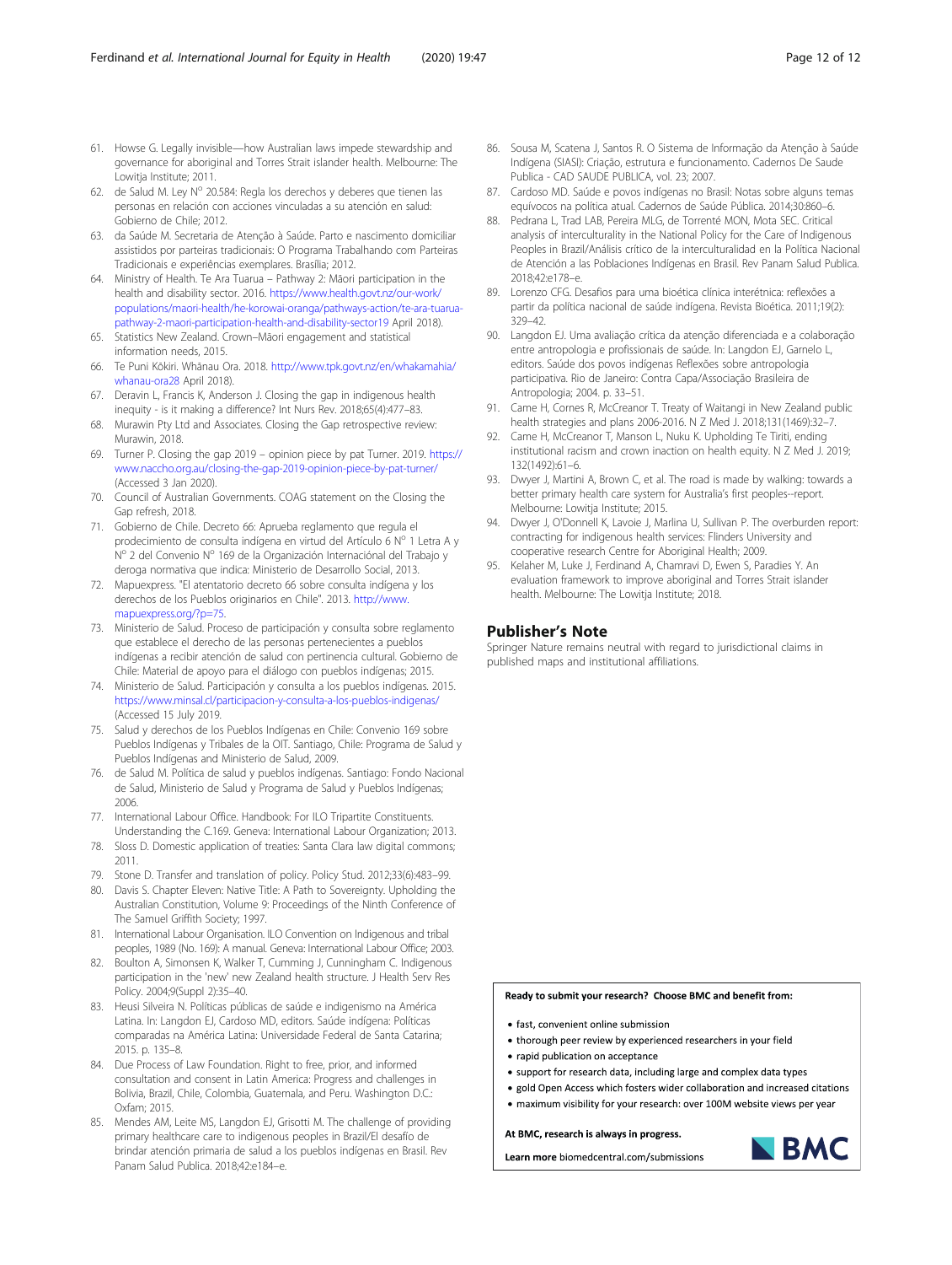61. Howse G. Legally invisible—how Australian laws impede stewardship and governance for aboriginal and Torres Strait islander health. Melbourne: The Lowitja Institute; 2011.
62. de Salud M. Ley N° 20.584: Regla los derechos y deberes que tienen las personas en relación con acciones vinculadas a su atención en salud: Gobierno de Chile; 2012.
63. da Saúde M. Secretaria de Atenção à Saúde. Parto e nascimento domiciliar assistidos por parteiras tradicionais: O Programa Trabalhando com Parteiras Tradicionais e experiências exemplares. Brasília; 2012.
64. Ministry of Health. Te Ara Tuarua – Pathway 2: Māori participation in the health and disability sector. 2016. https://www.health.govt.nz/our-work/populations/maori-health/he-korowai-oranga/pathways-action/te-ara-tuarua-pathway-2-maori-participation-health-and-disability-sector19 April 2018).
65. Statistics New Zealand. Crown–Māori engagement and statistical information needs, 2015.
66. Te Puni Kōkiri. Whānau Ora. 2018. http://www.tpk.govt.nz/en/whakamahia/whanau-ora28 April 2018).
67. Deravin L, Francis K, Anderson J. Closing the gap in indigenous health inequity - is it making a difference? Int Nurs Rev. 2018;65(4):477–83.
68. Murawin Pty Ltd and Associates. Closing the Gap retrospective review: Murawin, 2018.
69. Turner P. Closing the gap 2019 – opinion piece by pat Turner. 2019. https://www.naccho.org.au/closing-the-gap-2019-opinion-piece-by-pat-turner/ (Accessed 3 Jan 2020).
70. Council of Australian Governments. COAG statement on the Closing the Gap refresh, 2018.
71. Gobierno de Chile. Decreto 66: Aprueba reglamento que regula el prodecimiento de consulta indígena en virtud del Artículo 6 N° 1 Letra A y N° 2 del Convenio N° 169 de la Organización Internaciónal del Trabajo y deroga normativa que indica: Ministerio de Desarrollo Social, 2013.
72. Mapuexpress. "El atentatorio decreto 66 sobre consulta indígena y los derechos de los Pueblos originarios en Chile". 2013. http://www.mapuexpress.org/?p=75.
73. Ministerio de Salud. Proceso de participación y consulta sobre reglamento que establece el derecho de las personas pertenecientes a pueblos indígenas a recibir atención de salud con pertinencia cultural. Gobierno de Chile: Material de apoyo para el diálogo con pueblos indígenas; 2015.
74. Ministerio de Salud. Participación y consulta a los pueblos indígenas. 2015. https://www.minsal.cl/participacion-y-consulta-a-los-pueblos-indigenas/ (Accessed 15 July 2019).
75. Salud y derechos de los Pueblos Indígenas en Chile: Convenio 169 sobre Pueblos Indígenas y Tribales de la OIT. Santiago, Chile: Programa de Salud y Pueblos Indígenas and Ministerio de Salud, 2009.
76. de Salud M. Política de salud y pueblos indígenas. Santiago: Fondo Nacional de Salud, Ministerio de Salud y Programa de Salud y Pueblos Indígenas; 2006.
77. International Labour Office. Handbook: For ILO Tripartite Constituents. Understanding the C.169. Geneva: International Labour Organization; 2013.
78. Sloss D. Domestic application of treaties: Santa Clara law digital commons; 2011.
79. Stone D. Transfer and translation of policy. Policy Stud. 2012;33(6):483–99.
80. Davis S. Chapter Eleven: Native Title: A Path to Sovereignty. Upholding the Australian Constitution, Volume 9: Proceedings of the Ninth Conference of The Samuel Griffith Society; 1997.
81. International Labour Organisation. ILO Convention on Indigenous and tribal peoples, 1989 (No. 169): A manual. Geneva: International Labour Office; 2003.
82. Boulton A, Simonsen K, Walker T, Cumming J, Cunningham C. Indigenous participation in the 'new' new Zealand health structure. J Health Serv Res Policy. 2004;9(Suppl 2):35–40.
83. Heusi Silveira N. Políticas públicas de saúde e indigenismo na América Latina. In: Langdon EJ, Cardoso MD, editors. Saúde indígena: Políticas comparadas na América Latina: Universidade Federal de Santa Catarina; 2015. p. 135–8.
84. Due Process of Law Foundation. Right to free, prior, and informed consultation and consent in Latin America: Progress and challenges in Bolivia, Brazil, Chile, Colombia, Guatemala, and Peru. Washington D.C.: Oxfam; 2015.
85. Mendes AM, Leite MS, Langdon EJ, Grisotti M. The challenge of providing primary healthcare care to indigenous peoples in Brazil/El desafío de brindar atención primaria de salud a los pueblos indígenas en Brasil. Rev Panam Salud Publica. 2018;42:e184–e.
86. Sousa M, Scatena J, Santos R. O Sistema de Informação da Atenção à Saúde Indígena (SIASI): Criação, estrutura e funcionamento. Cadernos De Saude Publica - CAD SAUDE PUBLICA, vol. 23; 2007.
87. Cardoso MD. Saúde e povos indígenas no Brasil: Notas sobre alguns temas equívocos na política atual. Cadernos de Saúde Pública. 2014;30:860–6.
88. Pedrana L, Trad LAB, Pereira MLG, de Torrenté MON, Mota SEC. Critical analysis of interculturality in the National Policy for the Care of Indigenous Peoples in Brazil/Análisis crítico de la interculturalidad en la Política Nacional de Atención a las Poblaciones Indígenas en Brasil. Rev Panam Salud Publica. 2018;42:e178–e.
89. Lorenzo CFG. Desafios para uma bioética clínica interétnica: reflexões a partir da política nacional de saúde indígena. Revista Bioética. 2011;19(2):329–42.
90. Langdon EJ. Uma avaliação crítica da atenção diferenciada e a colaboração entre antropologia e profissionais de saúde. In: Langdon EJ, Garnelo L, editors. Saúde dos povos indígenas Reflexões sobre antropologia participativa. Rio de Janeiro: Contra Capa/Associação Brasileira de Antropologia; 2004. p. 33–51.
91. Came H, Cornes R, McCreanor T. Treaty of Waitangi in New Zealand public health strategies and plans 2006-2016. N Z Med J. 2018;131(1469):32–7.
92. Came H, McCreanor T, Manson L, Nuku K. Upholding Te Tiriti, ending institutional racism and crown inaction on health equity. N Z Med J. 2019;132(1492):61–6.
93. Dwyer J, Martini A, Brown C, et al. The road is made by walking: towards a better primary health care system for Australia's first peoples--report. Melbourne: Lowitja Institute; 2015.
94. Dwyer J, O'Donnell K, Lavoie J, Marlina U, Sullivan P. The overburden report: contracting for indigenous health services: Flinders University and cooperative research Centre for Aboriginal Health; 2009.
95. Kelaher M, Luke J, Ferdinand A, Chamravi D, Ewen S, Paradies Y. An evaluation framework to improve aboriginal and Torres Strait islander health. Melbourne: The Lowitja Institute; 2018.

## Publisher's Note

Springer Nature remains neutral with regard to jurisdictional claims in published maps and institutional affiliations.

**Ready to submit your research? Choose BMC and benefit from:**

- fast, convenient online submission
- thorough peer review by experienced researchers in your field
- rapid publication on acceptance
- support for research data, including large and complex data types
- gold Open Access which fosters wider collaboration and increased citations
- maximum visibility for your research: over 100M website views per year

**At BMC, research is always in progress.**

**Learn more** biomedcentral.com/submissions